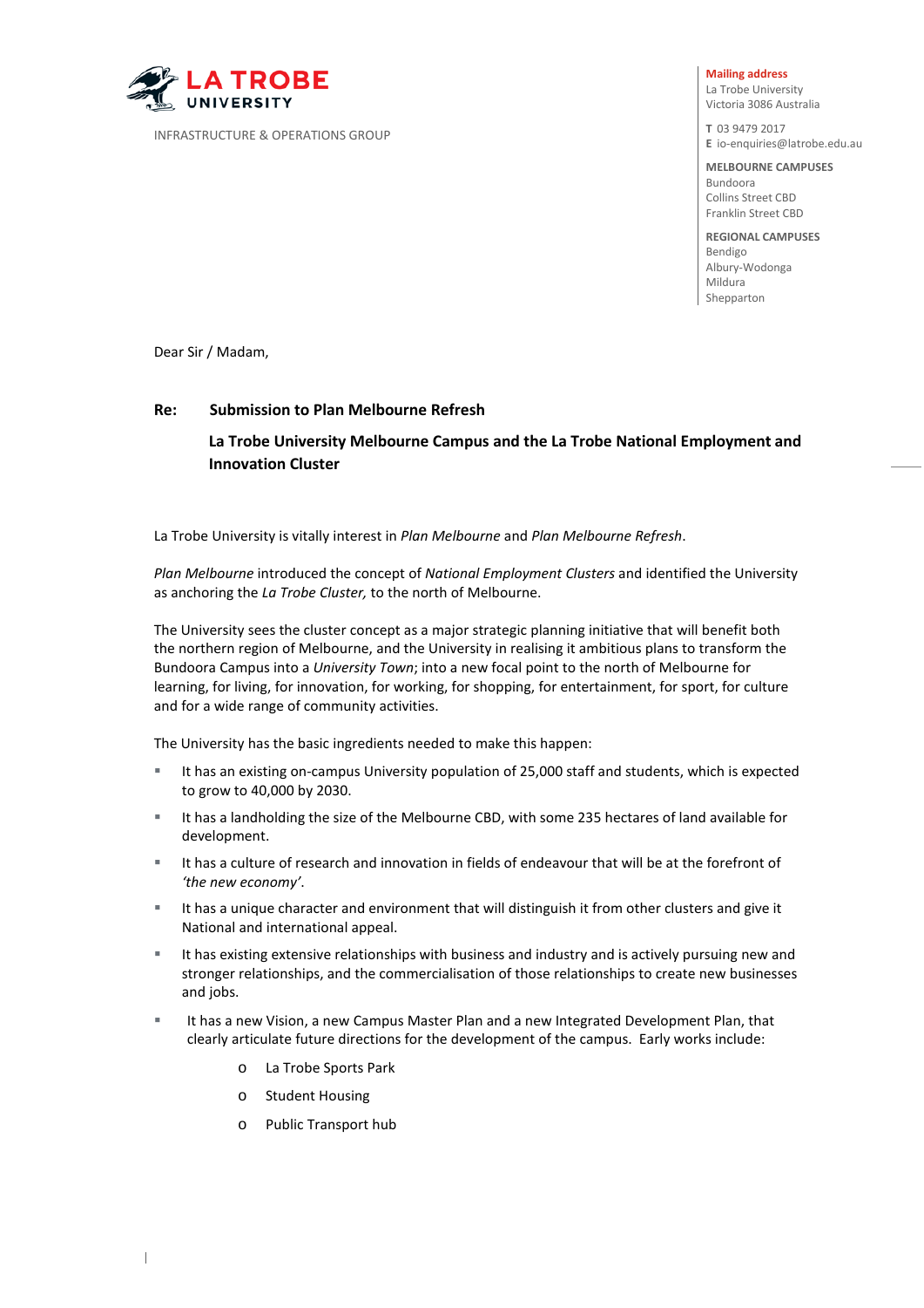LA TROBE UNIVERSITY

INFRASTRUCTURE & OPERATIONS GROUP

**Mailing address**
La Trobe University
Victoria 3086 Australia

**T** 03 9479 2017
**E** io-enquiries@latrobe.edu.au

**MELBOURNE CAMPUSES**
Bundoora
Collins Street CBD
Franklin Street CBD

**REGIONAL CAMPUSES**
Bendigo
Albury-Wodonga
Mildura
Shepparton

Dear Sir / Madam,

**Re: Submission to Plan Melbourne Refresh**

**La Trobe University Melbourne Campus and the La Trobe National Employment and Innovation Cluster**

La Trobe University is vitally interest in *Plan Melbourne* and *Plan Melbourne Refresh*.

*Plan Melbourne* introduced the concept of *National Employment Clusters* and identified the University as anchoring the *La Trobe Cluster,* to the north of Melbourne.

The University sees the cluster concept as a major strategic planning initiative that will benefit both the northern region of Melbourne, and the University in realising it ambitious plans to transform the Bundoora Campus into a *University Town*; into a new focal point to the north of Melbourne for learning, for living, for innovation, for working, for shopping, for entertainment, for sport, for culture and for a wide range of community activities.

The University has the basic ingredients needed to make this happen:

- It has an existing on-campus University population of 25,000 staff and students, which is expected to grow to 40,000 by 2030.
- It has a landholding the size of the Melbourne CBD, with some 235 hectares of land available for development.
- It has a culture of research and innovation in fields of endeavour that will be at the forefront of *'the new economy'*.
- It has a unique character and environment that will distinguish it from other clusters and give it National and international appeal.
- It has existing extensive relationships with business and industry and is actively pursuing new and stronger relationships, and the commercialisation of those relationships to create new businesses and jobs.
- It has a new Vision, a new Campus Master Plan and a new Integrated Development Plan, that clearly articulate future directions for the development of the campus. Early works include:
    - La Trobe Sports Park
    - Student Housing
    - Public Transport hub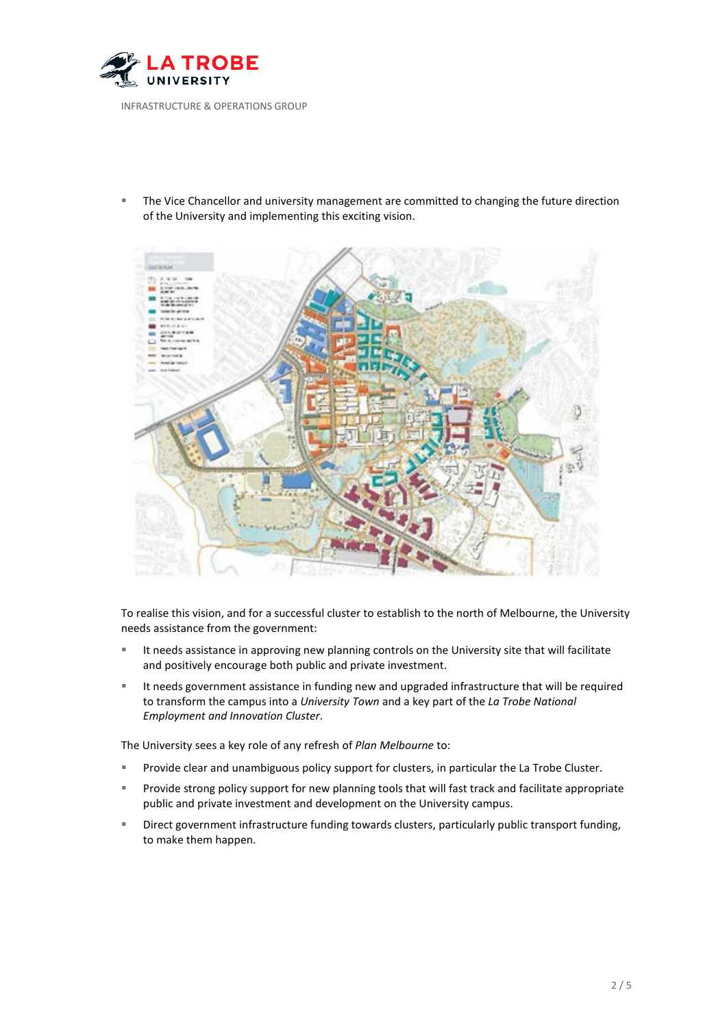- The Vice Chancellor and university management are committed to changing the future direction of the University and implementing this exciting vision.

To realise this vision, and for a successful cluster to establish to the north of Melbourne, the University needs assistance from the government:

- It needs assistance in approving new planning controls on the University site that will facilitate and positively encourage both public and private investment.
- It needs government assistance in funding new and upgraded infrastructure that will be required to transform the campus into a *University Town* and a key part of the *La Trobe National Employment and Innovation Cluster*.

The University sees a key role of any refresh of *Plan Melbourne* to:

- Provide clear and unambiguous policy support for clusters, in particular the La Trobe Cluster.
- Provide strong policy support for new planning tools that will fast track and facilitate appropriate public and private investment and development on the University campus.
- Direct government infrastructure funding towards clusters, particularly public transport funding, to make them happen.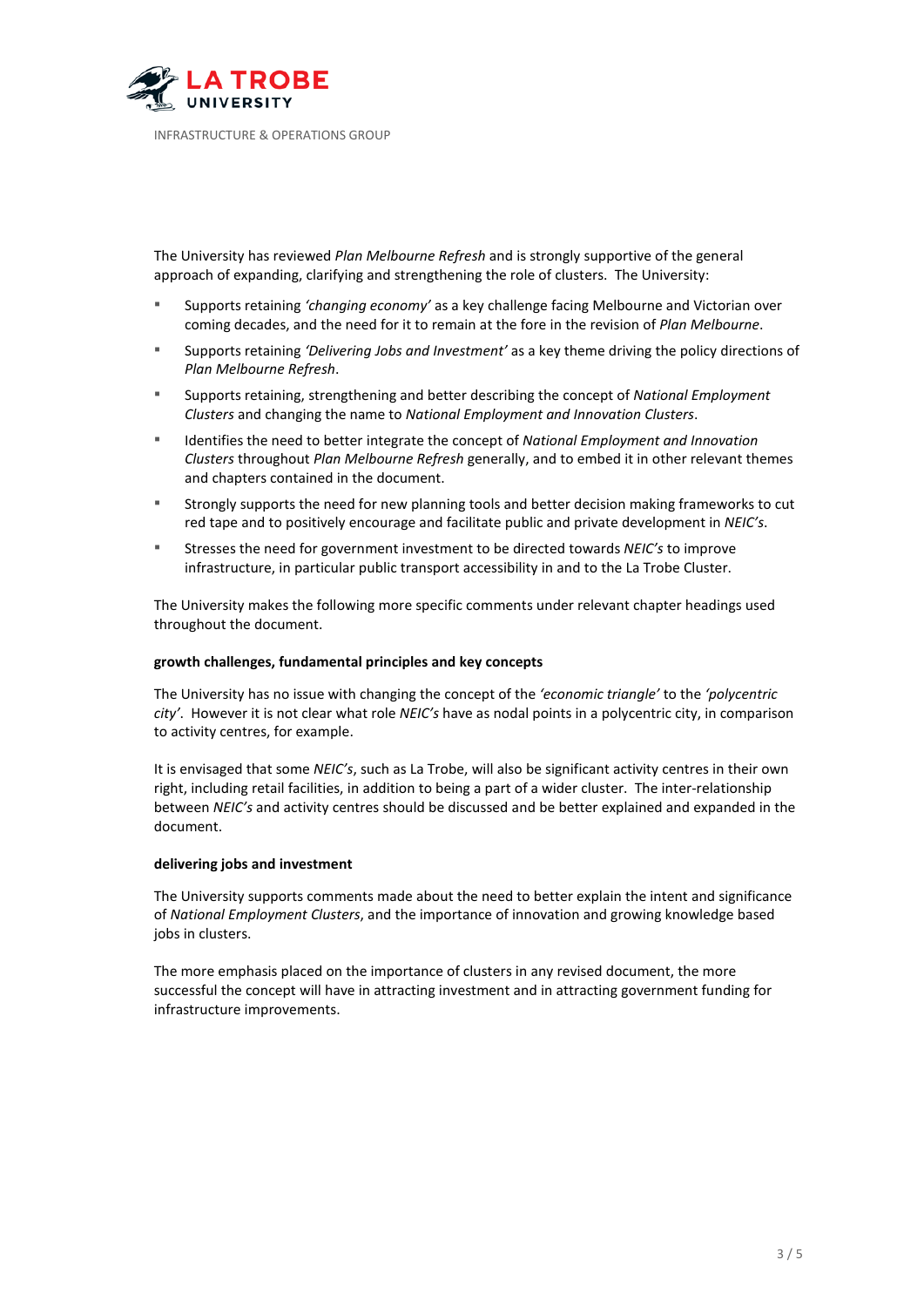The University has reviewed *Plan Melbourne Refresh* and is strongly supportive of the general approach of expanding, clarifying and strengthening the role of clusters. The University:

- Supports retaining *'changing economy'* as a key challenge facing Melbourne and Victorian over coming decades, and the need for it to remain at the fore in the revision of *Plan Melbourne*.
- Supports retaining *'Delivering Jobs and Investment'* as a key theme driving the policy directions of *Plan Melbourne Refresh*.
- Supports retaining, strengthening and better describing the concept of *National Employment Clusters* and changing the name to *National Employment and Innovation Clusters*.
- Identifies the need to better integrate the concept of *National Employment and Innovation Clusters* throughout *Plan Melbourne Refresh* generally, and to embed it in other relevant themes and chapters contained in the document.
- Strongly supports the need for new planning tools and better decision making frameworks to cut red tape and to positively encourage and facilitate public and private development in *NEIC's*.
- Stresses the need for government investment to be directed towards *NEIC's* to improve infrastructure, in particular public transport accessibility in and to the La Trobe Cluster.

The University makes the following more specific comments under relevant chapter headings used throughout the document.

**growth challenges, fundamental principles and key concepts**

The University has no issue with changing the concept of the *'economic triangle'* to the *'polycentric city'*. However it is not clear what role *NEIC's* have as nodal points in a polycentric city, in comparison to activity centres, for example.

It is envisaged that some *NEIC's*, such as La Trobe, will also be significant activity centres in their own right, including retail facilities, in addition to being a part of a wider cluster. The inter-relationship between *NEIC's* and activity centres should be discussed and be better explained and expanded in the document.

**delivering jobs and investment**

The University supports comments made about the need to better explain the intent and significance of *National Employment Clusters*, and the importance of innovation and growing knowledge based jobs in clusters.

The more emphasis placed on the importance of clusters in any revised document, the more successful the concept will have in attracting investment and in attracting government funding for infrastructure improvements.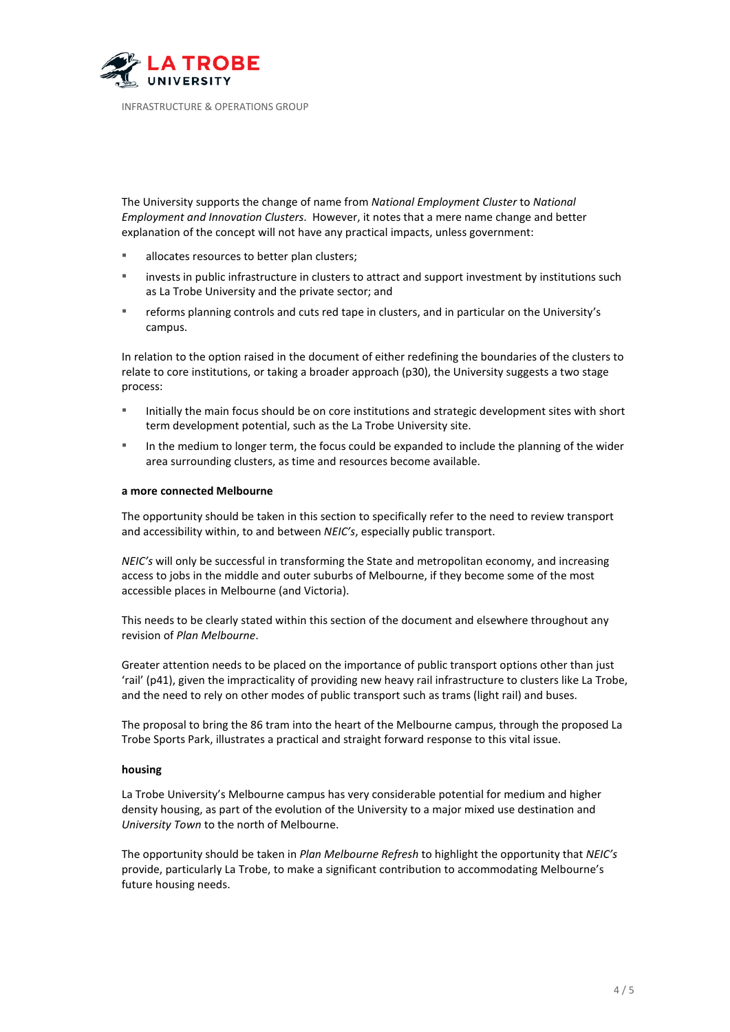The University supports the change of name from *National Employment Cluster* to *National Employment and Innovation Clusters*. However, it notes that a mere name change and better explanation of the concept will not have any practical impacts, unless government:

- allocates resources to better plan clusters;
- invests in public infrastructure in clusters to attract and support investment by institutions such as La Trobe University and the private sector; and
- reforms planning controls and cuts red tape in clusters, and in particular on the University's campus.

In relation to the option raised in the document of either redefining the boundaries of the clusters to relate to core institutions, or taking a broader approach (p30), the University suggests a two stage process:

- Initially the main focus should be on core institutions and strategic development sites with short term development potential, such as the La Trobe University site.
- In the medium to longer term, the focus could be expanded to include the planning of the wider area surrounding clusters, as time and resources become available.

**a more connected Melbourne**

The opportunity should be taken in this section to specifically refer to the need to review transport and accessibility within, to and between *NEIC's*, especially public transport.

*NEIC's* will only be successful in transforming the State and metropolitan economy, and increasing access to jobs in the middle and outer suburbs of Melbourne, if they become some of the most accessible places in Melbourne (and Victoria).

This needs to be clearly stated within this section of the document and elsewhere throughout any revision of *Plan Melbourne*.

Greater attention needs to be placed on the importance of public transport options other than just 'rail' (p41), given the impracticality of providing new heavy rail infrastructure to clusters like La Trobe, and the need to rely on other modes of public transport such as trams (light rail) and buses.

The proposal to bring the 86 tram into the heart of the Melbourne campus, through the proposed La Trobe Sports Park, illustrates a practical and straight forward response to this vital issue.

**housing**

La Trobe University's Melbourne campus has very considerable potential for medium and higher density housing, as part of the evolution of the University to a major mixed use destination and *University Town* to the north of Melbourne.

The opportunity should be taken in *Plan Melbourne Refresh* to highlight the opportunity that *NEIC's* provide, particularly La Trobe, to make a significant contribution to accommodating Melbourne's future housing needs.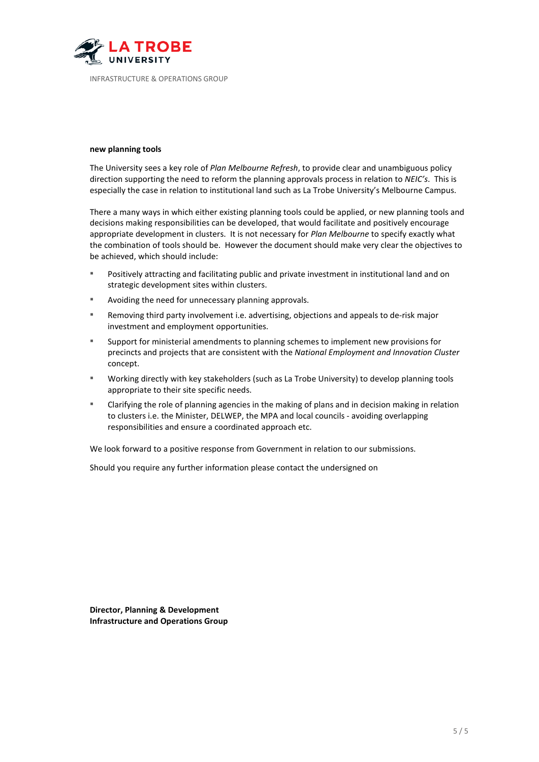**new planning tools**

The University sees a key role of *Plan Melbourne Refresh*, to provide clear and unambiguous policy direction supporting the need to reform the planning approvals process in relation to *NEIC's*. This is especially the case in relation to institutional land such as La Trobe University's Melbourne Campus.

There a many ways in which either existing planning tools could be applied, or new planning tools and decisions making responsibilities can be developed, that would facilitate and positively encourage appropriate development in clusters. It is not necessary for *Plan Melbourne* to specify exactly what the combination of tools should be. However the document should make very clear the objectives to be achieved, which should include:

- Positively attracting and facilitating public and private investment in institutional land and on strategic development sites within clusters.
- Avoiding the need for unnecessary planning approvals.
- Removing third party involvement i.e. advertising, objections and appeals to de-risk major investment and employment opportunities.
- Support for ministerial amendments to planning schemes to implement new provisions for precincts and projects that are consistent with the *National Employment and Innovation Cluster* concept.
- Working directly with key stakeholders (such as La Trobe University) to develop planning tools appropriate to their site specific needs.
- Clarifying the role of planning agencies in the making of plans and in decision making in relation to clusters i.e. the Minister, DELWEP, the MPA and local councils - avoiding overlapping responsibilities and ensure a coordinated approach etc.

We look forward to a positive response from Government in relation to our submissions.

Should you require any further information please contact the undersigned on

**Director, Planning & Development**
**Infrastructure and Operations Group**